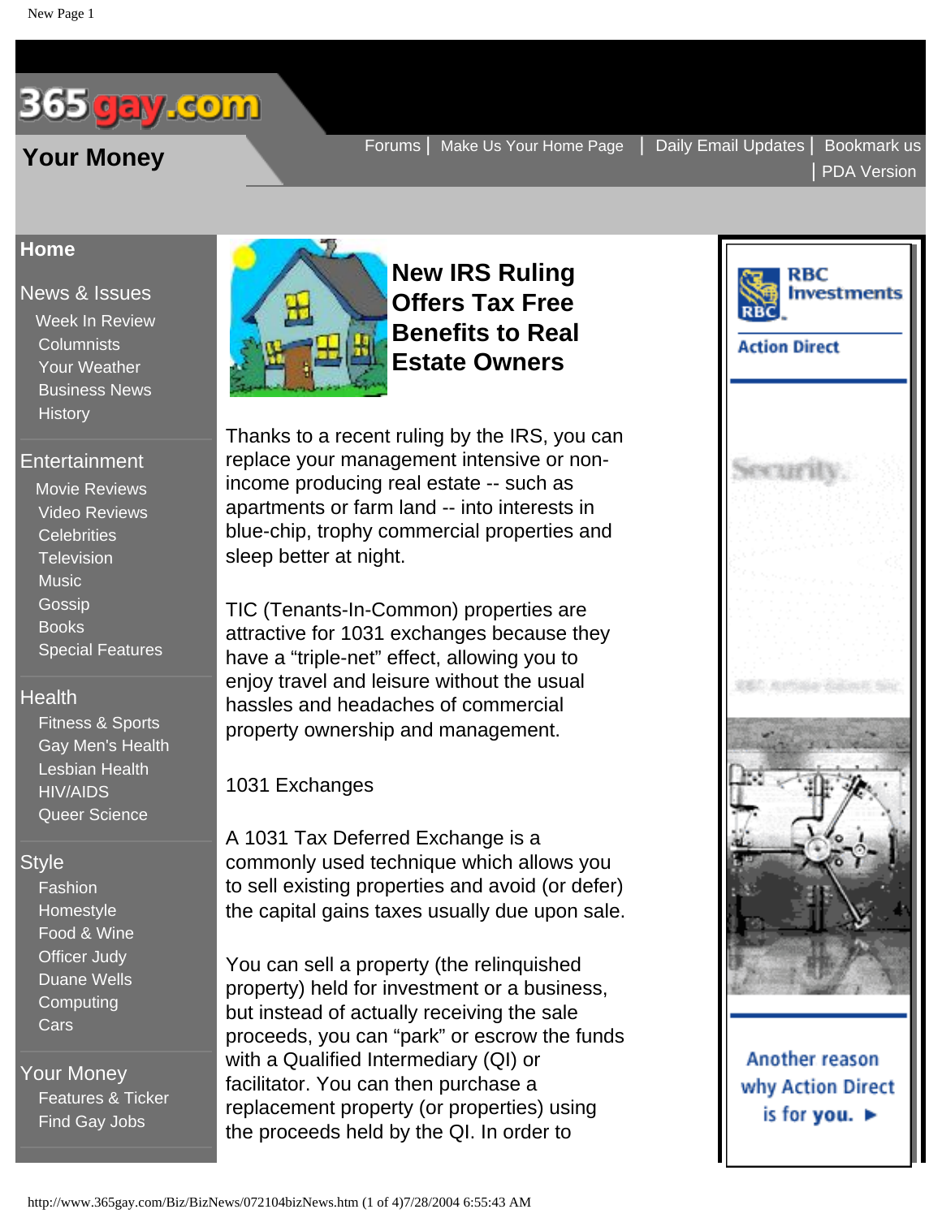# New IRS Ruling Offers Tax Free Benefits to Real Estate Owners

Thanks to a recent ruling by the IRS, you can replace your management intensive or non-income producing real estate -- such as apartments or farm land -- into interests in blue-chip, trophy commercial properties and sleep better at night.

TIC (Tenants-In-Common) properties are attractive for 1031 exchanges because they have a "triple-net" effect, allowing you to enjoy travel and leisure without the usual hassles and headaches of commercial property ownership and management.

1031 Exchanges

A 1031 Tax Deferred Exchange is a commonly used technique which allows you to sell existing properties and avoid (or defer) the capital gains taxes usually due upon sale.

You can sell a property (the relinquished property) held for investment or a business, but instead of actually receiving the sale proceeds, you can "park" or escrow the funds with a Qualified Intermediary (QI) or facilitator. You can then purchase a replacement property (or properties) using the proceeds held by the QI. In order to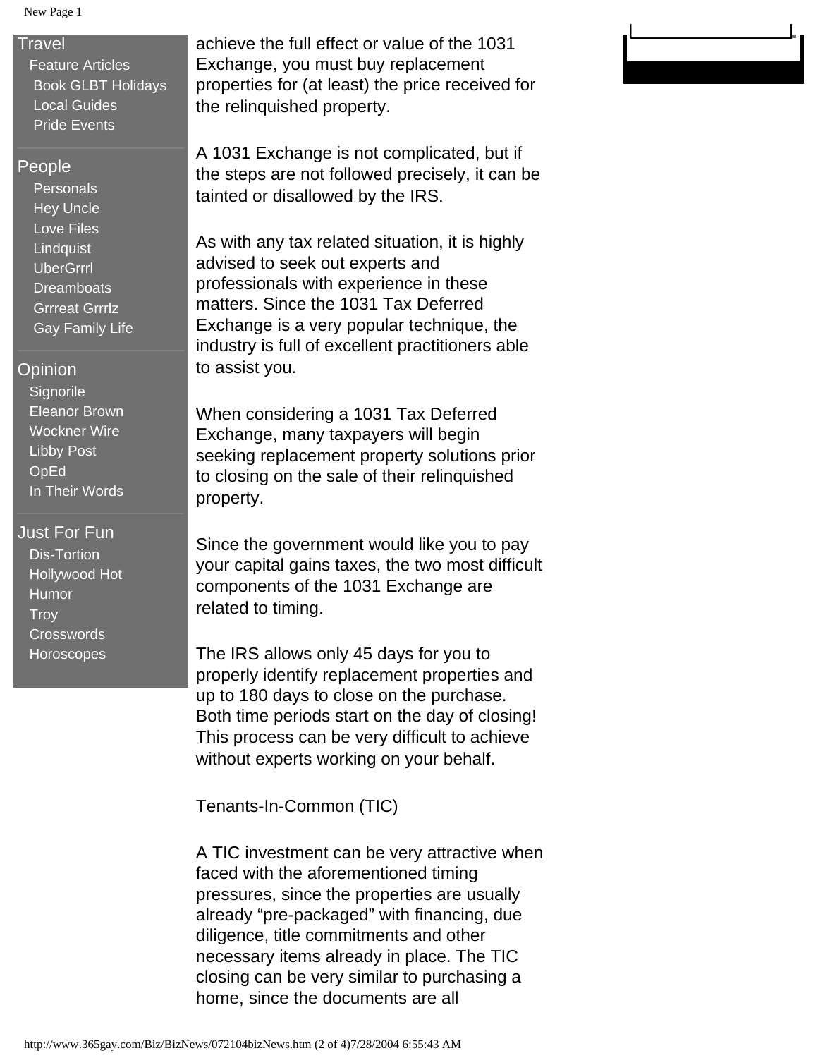Travel
- Feature Articles
- Book GLBT Holidays
- Local Guides
- Pride Events

People
- Personals
- Hey Uncle
- Love Files
- Lindquist
- UberGrrrl
- Dreamboats
- Grrreat Grrrlz
- Gay Family Life

Opinion
- Signorile
- Eleanor Brown
- Wockner Wire
- Libby Post
- OpEd
- In Their Words

Just For Fun
- Dis-Tortion
- Hollywood Hot
- Humor
- Troy
- Crosswords
- Horoscopes

achieve the full effect or value of the 1031 Exchange, you must buy replacement properties for (at least) the price received for the relinquished property.

A 1031 Exchange is not complicated, but if the steps are not followed precisely, it can be tainted or disallowed by the IRS.

As with any tax related situation, it is highly advised to seek out experts and professionals with experience in these matters. Since the 1031 Tax Deferred Exchange is a very popular technique, the industry is full of excellent practitioners able to assist you.

When considering a 1031 Tax Deferred Exchange, many taxpayers will begin seeking replacement property solutions prior to closing on the sale of their relinquished property.

Since the government would like you to pay your capital gains taxes, the two most difficult components of the 1031 Exchange are related to timing.

The IRS allows only 45 days for you to properly identify replacement properties and up to 180 days to close on the purchase. Both time periods start on the day of closing! This process can be very difficult to achieve without experts working on your behalf.

Tenants-In-Common (TIC)

A TIC investment can be very attractive when faced with the aforementioned timing pressures, since the properties are usually already “pre-packaged” with financing, due diligence, title commitments and other necessary items already in place. The TIC closing can be very similar to purchasing a home, since the documents are all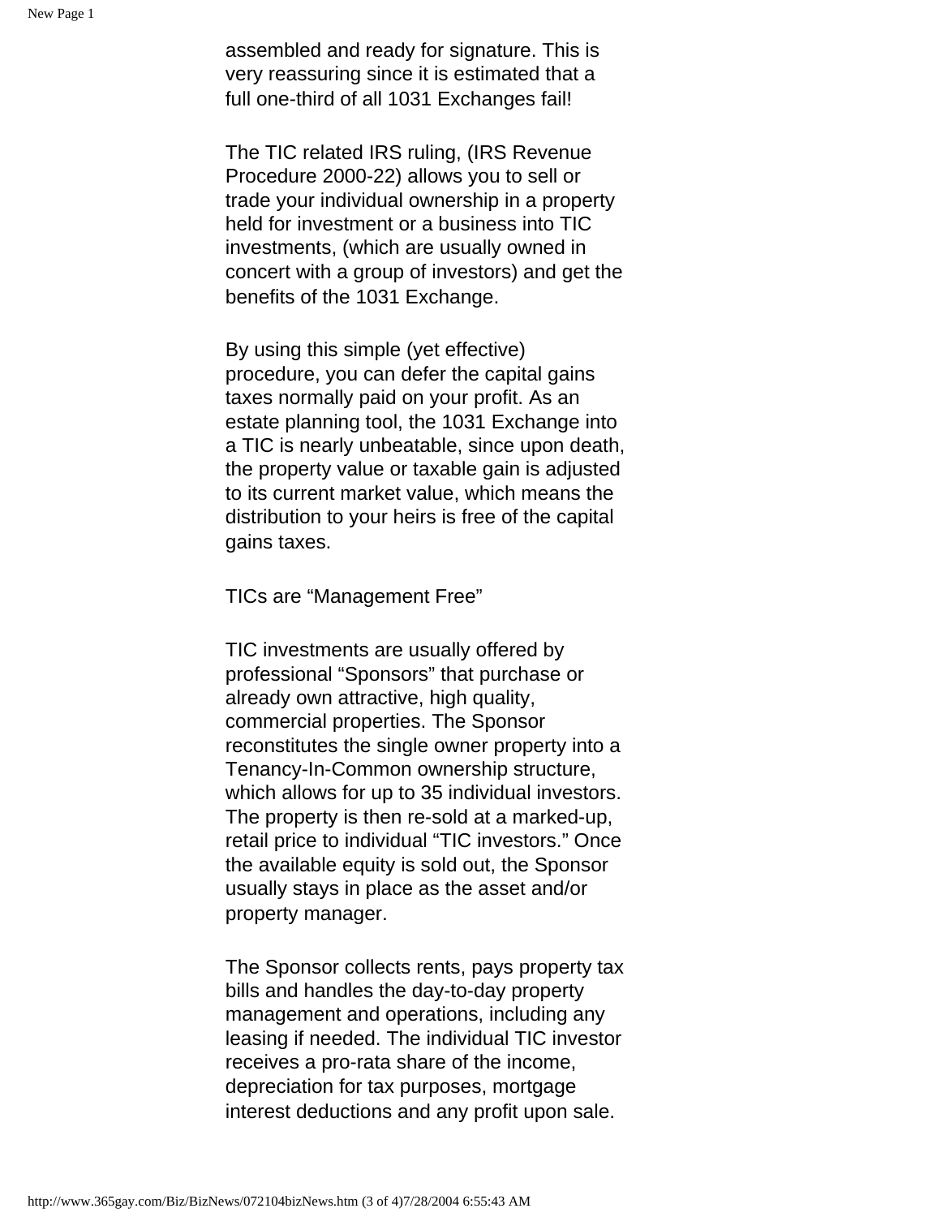assembled and ready for signature. This is very reassuring since it is estimated that a full one-third of all 1031 Exchanges fail!

The TIC related IRS ruling, (IRS Revenue Procedure 2000-22) allows you to sell or trade your individual ownership in a property held for investment or a business into TIC investments, (which are usually owned in concert with a group of investors) and get the benefits of the 1031 Exchange.

By using this simple (yet effective) procedure, you can defer the capital gains taxes normally paid on your profit. As an estate planning tool, the 1031 Exchange into a TIC is nearly unbeatable, since upon death, the property value or taxable gain is adjusted to its current market value, which means the distribution to your heirs is free of the capital gains taxes.

TICs are “Management Free”

TIC investments are usually offered by professional “Sponsors” that purchase or already own attractive, high quality, commercial properties. The Sponsor reconstitutes the single owner property into a Tenancy-In-Common ownership structure, which allows for up to 35 individual investors. The property is then re-sold at a marked-up, retail price to individual “TIC investors.” Once the available equity is sold out, the Sponsor usually stays in place as the asset and/or property manager.

The Sponsor collects rents, pays property tax bills and handles the day-to-day property management and operations, including any leasing if needed. The individual TIC investor receives a pro-rata share of the income, depreciation for tax purposes, mortgage interest deductions and any profit upon sale.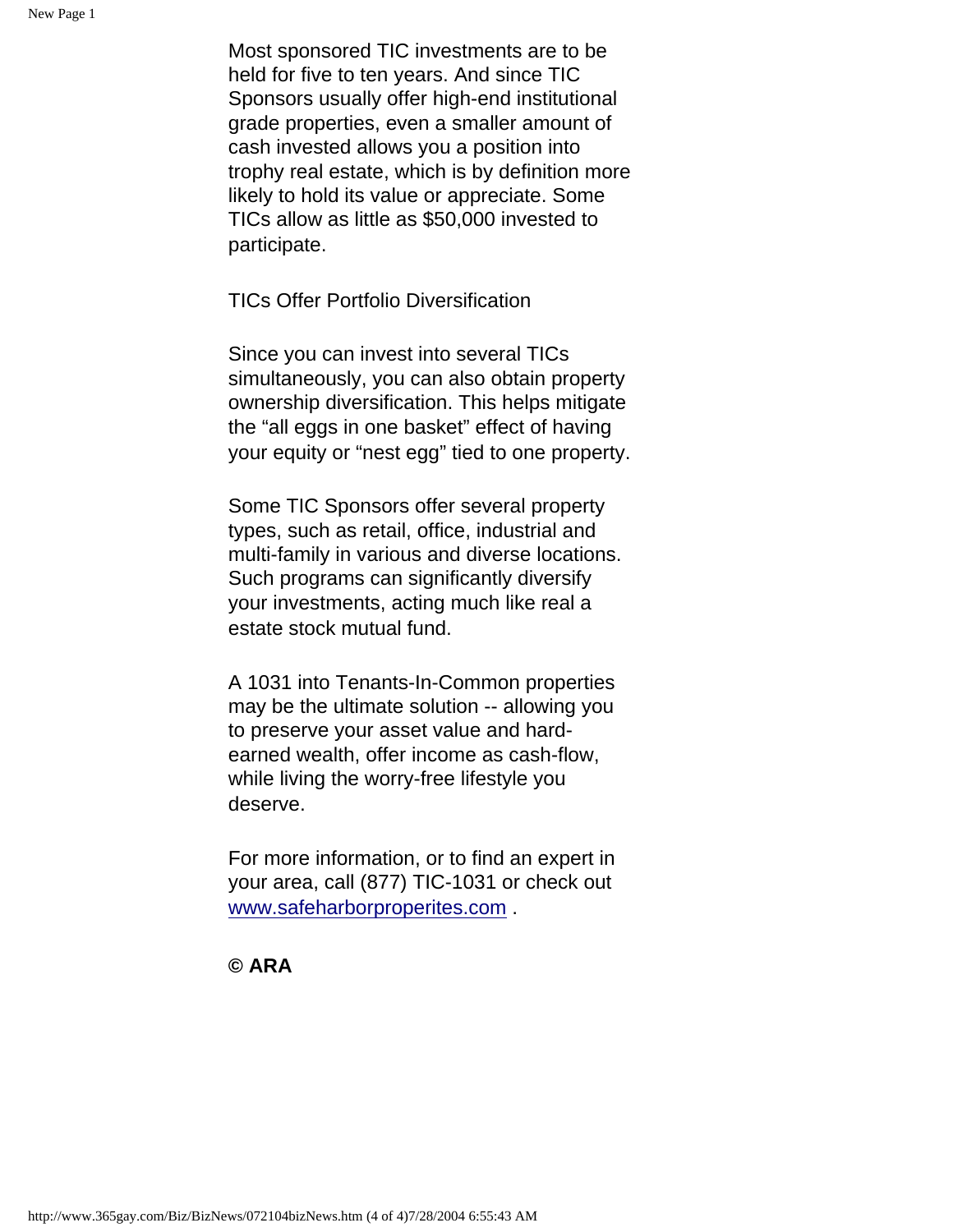Most sponsored TIC investments are to be held for five to ten years. And since TIC Sponsors usually offer high-end institutional grade properties, even a smaller amount of cash invested allows you a position into trophy real estate, which is by definition more likely to hold its value or appreciate. Some TICs allow as little as $50,000 invested to participate.

TICs Offer Portfolio Diversification

Since you can invest into several TICs simultaneously, you can also obtain property ownership diversification. This helps mitigate the “all eggs in one basket” effect of having your equity or “nest egg” tied to one property.

Some TIC Sponsors offer several property types, such as retail, office, industrial and multi-family in various and diverse locations. Such programs can significantly diversify your investments, acting much like real a estate stock mutual fund.

A 1031 into Tenants-In-Common properties may be the ultimate solution -- allowing you to preserve your asset value and hard-earned wealth, offer income as cash-flow, while living the worry-free lifestyle you deserve.

For more information, or to find an expert in your area, call (877) TIC-1031 or check out [www.safeharborproperites.com](http://www.safeharborproperites.com) .

**© ARA**